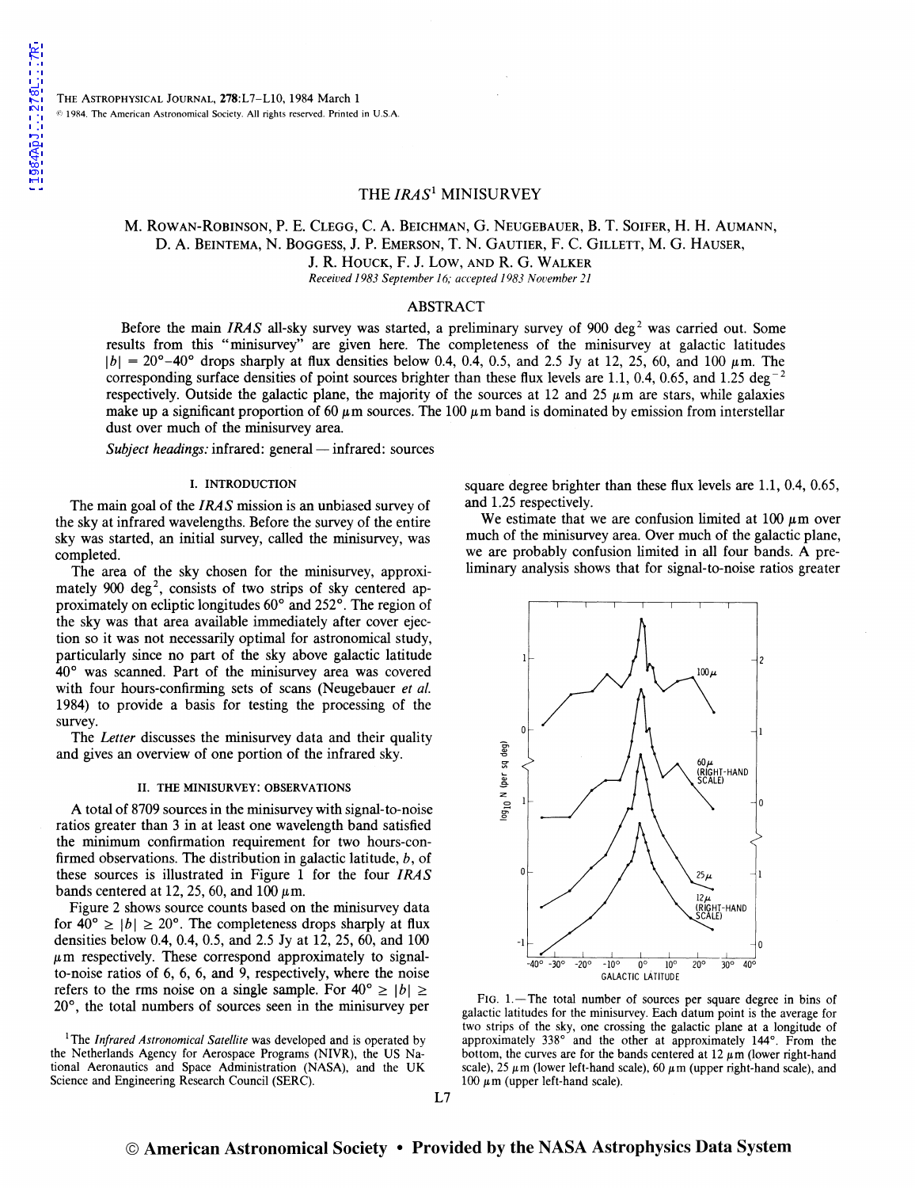# THE *IRAS*[1] MINISURVEY

M. ROWAN-ROBINSON, P. E. CLEGG, C. A. BEICHMAN, G. NEUGEBAUER, B. T. SOIFER, H. H. AUMANN, D. A. BEINTEMA, N. BOGGESS, J. P. EMERSON, T. N. GAUTIER, F. C. GILLETT, M. G. HAUSER, J. R. HOUCK, F. J. LOW, AND R. G. WALKER

*Received 1983 September 16; accepted 1983 November 21*

## ABSTRACT

Before the main *IRAS* all-sky survey was started, a preliminary survey of 900 deg$^2$ was carried out. Some results from this "minisurvey" are given here. The completeness of the minisurvey at galactic latitudes $|b| = 20°–40°$ drops sharply at flux densities below 0.4, 0.4, 0.5, and 2.5 Jy at 12, 25, 60, and 100 $\mu$m. The corresponding surface densities of point sources brighter than these flux levels are 1.1, 0.4, 0.65, and 1.25 deg$^{-2}$ respectively. Outside the galactic plane, the majority of the sources at 12 and 25 $\mu$m are stars, while galaxies make up a significant proportion of 60 $\mu$m sources. The 100 $\mu$m band is dominated by emission from interstellar dust over much of the minisurvey area.

*Subject headings:* infrared: general — infrared: sources

## I. INTRODUCTION

The main goal of the *IRAS* mission is an unbiased survey of the sky at infrared wavelengths. Before the survey of the entire sky was started, an initial survey, called the minisurvey, was completed.

The area of the sky chosen for the minisurvey, approximately 900 deg$^2$, consists of two strips of sky centered approximately on ecliptic longitudes 60° and 252°. The region of the sky was that area available immediately after cover ejection so it was not necessarily optimal for astronomical study, particularly since no part of the sky above galactic latitude 40° was scanned. Part of the minisurvey area was covered with four hours-confirming sets of scans (Neugebauer *et al.* 1984) to provide a basis for testing the processing of the survey.

The *Letter* discusses the minisurvey data and their quality and gives an overview of one portion of the infrared sky.

## II. THE MINISURVEY: OBSERVATIONS

A total of 8709 sources in the minisurvey with signal-to-noise ratios greater than 3 in at least one wavelength band satisfied the minimum confirmation requirement for two hours-confirmed observations. The distribution in galactic latitude, $b$, of these sources is illustrated in Figure 1 for the four *IRAS* bands centered at 12, 25, 60, and 100 $\mu$m.

Figure 2 shows source counts based on the minisurvey data for $40° \geq |b| \geq 20°$. The completeness drops sharply at flux densities below 0.4, 0.4, 0.5, and 2.5 Jy at 12, 25, 60, and 100 $\mu$m respectively. These correspond approximately to signal-to-noise ratios of 6, 6, 6, and 9, respectively, where the noise refers to the rms noise on a single sample. For $40° \geq |b| \geq 20°$, the total numbers of sources seen in the minisurvey per square degree brighter than these flux levels are 1.1, 0.4, 0.65, and 1.25 respectively.

We estimate that we are confusion limited at 100 $\mu$m over much of the minisurvey area. Over much of the galactic plane, we are probably confusion limited in all four bands. A preliminary analysis shows that for signal-to-noise ratios greater

FIG. 1.—The total number of sources per square degree in bins of galactic latitudes for the minisurvey. Each datum point is the average for two strips of the sky, one crossing the galactic plane at a longitude of approximately 338° and the other at approximately 144°. From the bottom, the curves are for the bands centered at 12 $\mu$m (lower right-hand scale), 25 $\mu$m (lower left-hand scale), 60 $\mu$m (upper right-hand scale), and 100 $\mu$m (upper left-hand scale).

[1]The *Infrared Astronomical Satellite* was developed and is operated by the Netherlands Agency for Aerospace Programs (NIVR), the US National Aeronautics and Space Administration (NASA), and the UK Science and Engineering Research Council (SERC).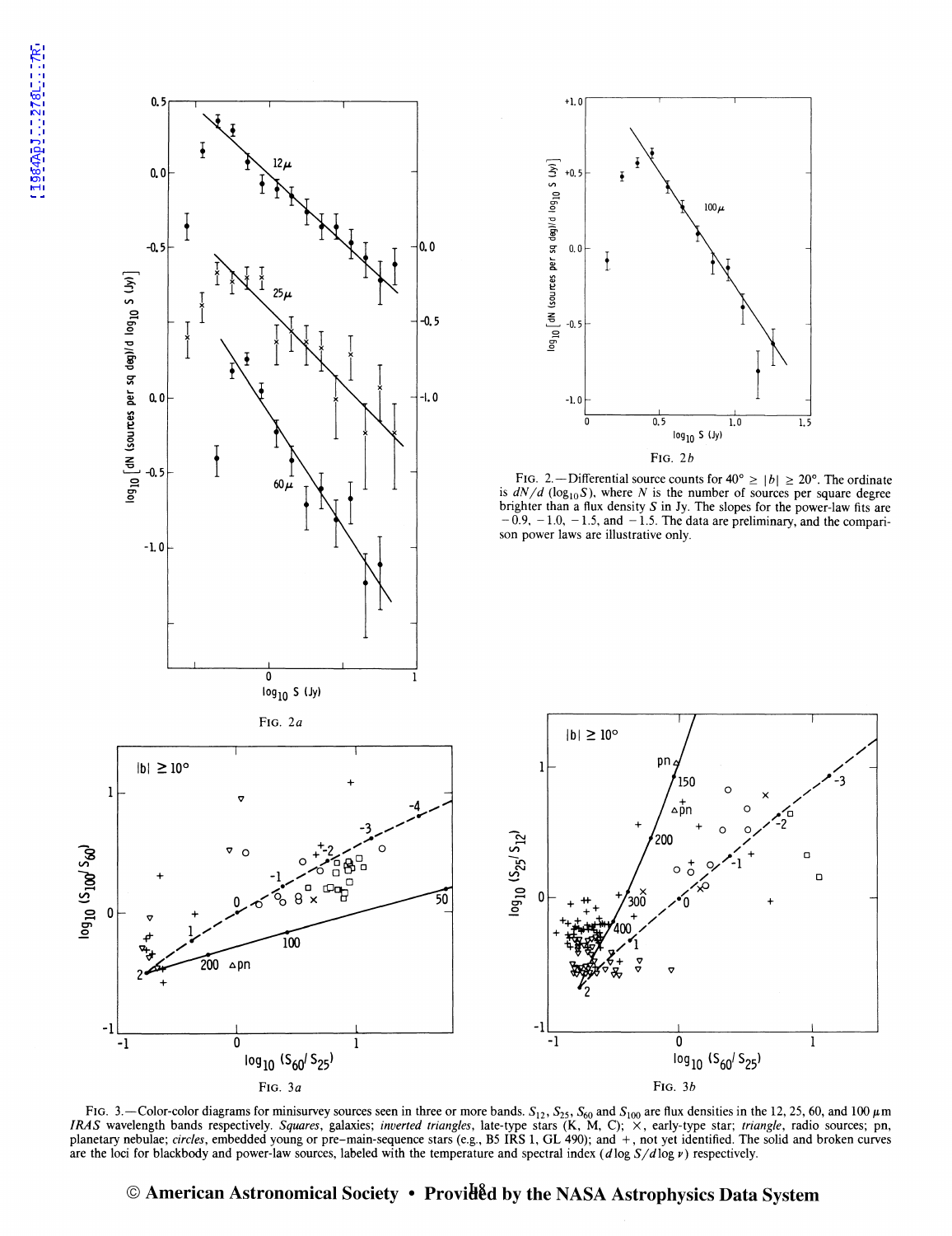FIG. 2a

FIG. 2b

FIG. 2.—Differential source counts for $40° \geq |b| \geq 20°$. The ordinate is $dN/d\,(\log_{10} S)$, where $N$ is the number of sources per square degree brighter than a flux density $S$ in Jy. The slopes for the power-law fits are $-0.9$, $-1.0$, $-1.5$, and $-1.5$. The data are preliminary, and the comparison power laws are illustrative only.

FIG. 3a

FIG. 3b

FIG. 3.—Color-color diagrams for minisurvey sources seen in three or more bands. $S_{12}$, $S_{25}$, $S_{60}$ and $S_{100}$ are flux densities in the 12, 25, 60, and 100 $\mu$m *IRAS* wavelength bands respectively. *Squares*, galaxies; *inverted triangles*, late-type stars (K, M, C); $\times$, early-type star; *triangle*, radio sources; pn, planetary nebulae; *circles*, embedded young or pre-main-sequence stars (e.g., B5 IRS 1, GL 490); and $+$, not yet identified. The solid and broken curves are the loci for blackbody and power-law sources, labeled with the temperature and spectral index ($d \log S/d \log \nu$) respectively.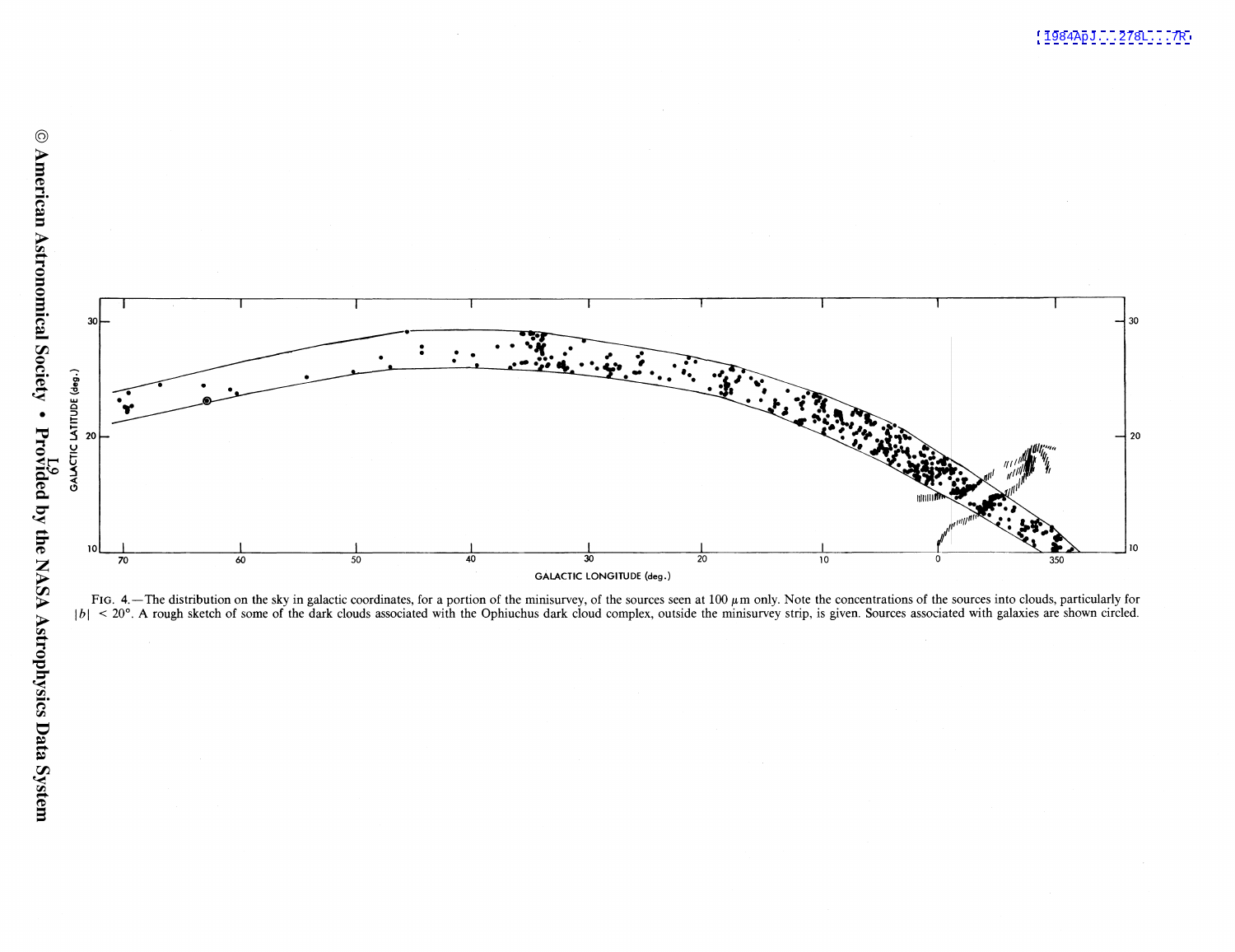FIG. 4.—The distribution on the sky in galactic coordinates, for a portion of the minisurvey, of the sources seen at 100 $\mu$m only. Note the concentrations of the sources into clouds, particularly for $|b| < 20°$. A rough sketch of some of the dark clouds associated with the Ophiuchus dark cloud complex, outside the minisurvey strip, is given. Sources associated with galaxies are shown circled.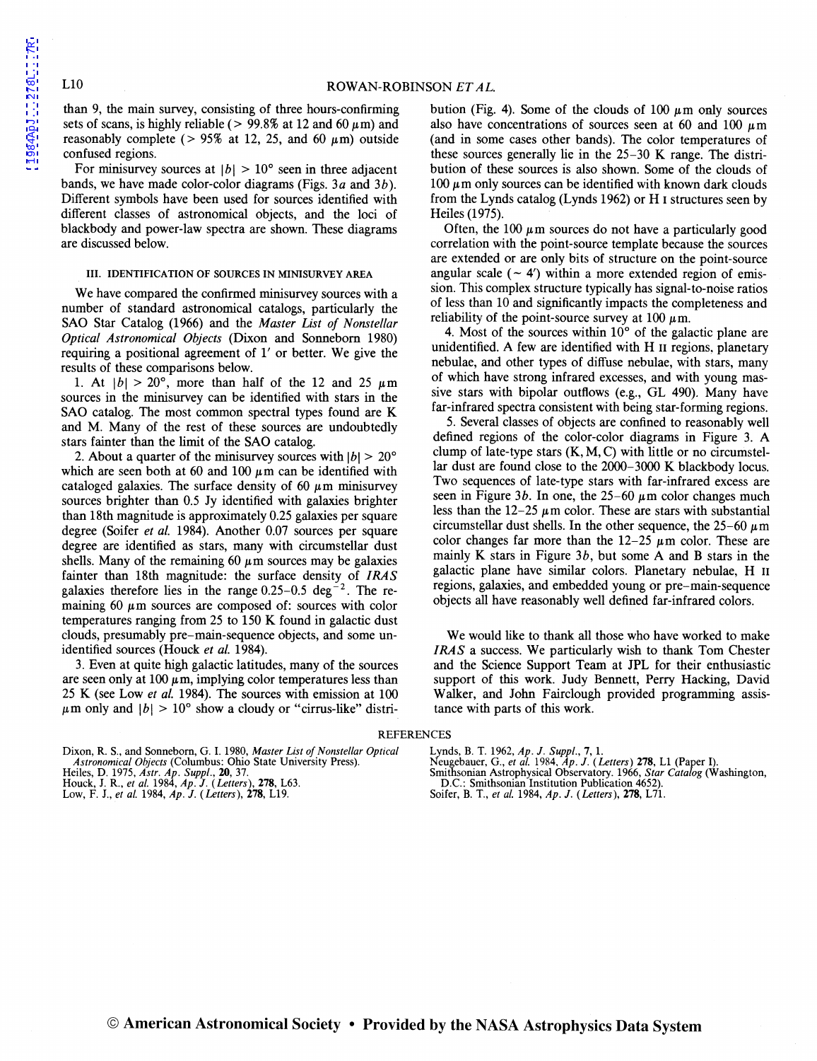than 9, the main survey, consisting of three hours-confirming sets of scans, is highly reliable (> 99.8% at 12 and 60 μm) and reasonably complete (> 95% at 12, 25, and 60 μm) outside confused regions.

For minisurvey sources at $|b| > 10°$ seen in three adjacent bands, we have made color-color diagrams (Figs. 3*a* and 3*b*). Different symbols have been used for sources identified with different classes of astronomical objects, and the loci of blackbody and power-law spectra are shown. These diagrams are discussed below.

### III. IDENTIFICATION OF SOURCES IN MINISURVEY AREA

We have compared the confirmed minisurvey sources with a number of standard astronomical catalogs, particularly the SAO Star Catalog (1966) and the *Master List of Nonstellar Optical Astronomical Objects* (Dixon and Sonneborn 1980) requiring a positional agreement of 1′ or better. We give the results of these comparisons below.

1. At $|b| > 20°$, more than half of the 12 and 25 μm sources in the minisurvey can be identified with stars in the SAO catalog. The most common spectral types found are K and M. Many of the rest of these sources are undoubtedly stars fainter than the limit of the SAO catalog.

2. About a quarter of the minisurvey sources with $|b| > 20°$ which are seen both at 60 and 100 μm can be identified with cataloged galaxies. The surface density of 60 μm minisurvey sources brighter than 0.5 Jy identified with galaxies brighter than 18th magnitude is approximately 0.25 galaxies per square degree (Soifer *et al.* 1984). Another 0.07 sources per square degree are identified as stars, many with circumstellar dust shells. Many of the remaining 60 μm sources may be galaxies fainter than 18th magnitude: the surface density of *IRAS* galaxies therefore lies in the range 0.25–0.5 $\text{deg}^{-2}$. The remaining 60 μm sources are composed of: sources with color temperatures ranging from 25 to 150 K found in galactic dust clouds, presumably pre–main-sequence objects, and some unidentified sources (Houck *et al.* 1984).

3. Even at quite high galactic latitudes, many of the sources are seen only at 100 μm, implying color temperatures less than 25 K (see Low *et al.* 1984). The sources with emission at 100 μm only and $|b| > 10°$ show a cloudy or "cirrus-like" distribution (Fig. 4). Some of the clouds of 100 μm only sources also have concentrations of sources seen at 60 and 100 μm (and in some cases other bands). The color temperatures of these sources generally lie in the 25–30 K range. The distribution of these sources is also shown. Some of the clouds of 100 μm only sources can be identified with known dark clouds from the Lynds catalog (Lynds 1962) or H I structures seen by Heiles (1975).

Often, the 100 μm sources do not have a particularly good correlation with the point-source template because the sources are extended or are only bits of structure on the point-source angular scale (~ 4′) within a more extended region of emission. This complex structure typically has signal-to-noise ratios of less than 10 and significantly impacts the completeness and reliability of the point-source survey at 100 μm.

4. Most of the sources within 10° of the galactic plane are unidentified. A few are identified with H II regions, planetary nebulae, and other types of diffuse nebulae, with stars, many of which have strong infrared excesses, and with young massive stars with bipolar outflows (e.g., GL 490). Many have far-infrared spectra consistent with being star-forming regions.

5. Several classes of objects are confined to reasonably well defined regions of the color-color diagrams in Figure 3. A clump of late-type stars (K, M, C) with little or no circumstellar dust are found close to the 2000–3000 K blackbody locus. Two sequences of late-type stars with far-infrared excess are seen in Figure 3*b*. In one, the 25–60 μm color changes much less than the 12–25 μm color. These are stars with substantial circumstellar dust shells. In the other sequence, the 25–60 μm color changes far more than the 12–25 μm color. These are mainly K stars in Figure 3*b*, but some A and B stars in the galactic plane have similar colors. Planetary nebulae, H II regions, galaxies, and embedded young or pre–main-sequence objects all have reasonably well defined far-infrared colors.

We would like to thank all those who have worked to make *IRAS* a success. We particularly wish to thank Tom Chester and the Science Support Team at JPL for their enthusiastic support of this work. Judy Bennett, Perry Hacking, David Walker, and John Fairclough provided programming assistance with parts of this work.

## REFERENCES

Dixon, R. S., and Sonneborn, G. I. 1980, *Master List of Nonstellar Optical Astronomical Objects* (Columbus: Ohio State University Press).
Heiles, D. 1975, *Astr. Ap. Suppl.*, **20**, 37.
Houck, J. R., *et al.* 1984, *Ap. J.* (*Letters*), **278**, L63.
Low, F. J., *et al.* 1984, *Ap. J.* (*Letters*), **278**, L19.
Lynds, B. T. 1962, *Ap. J. Suppl.*, **7**, 1.
Neugebauer, G., *et al.* 1984, *Ap. J.* (*Letters*) **278**, L1 (Paper I).
Smithsonian Astrophysical Observatory. 1966, *Star Catalog* (Washington, D.C.: Smithsonian Institution Publication 4652).
Soifer, B. T., *et al.* 1984, *Ap. J.* (*Letters*), **278**, L71.